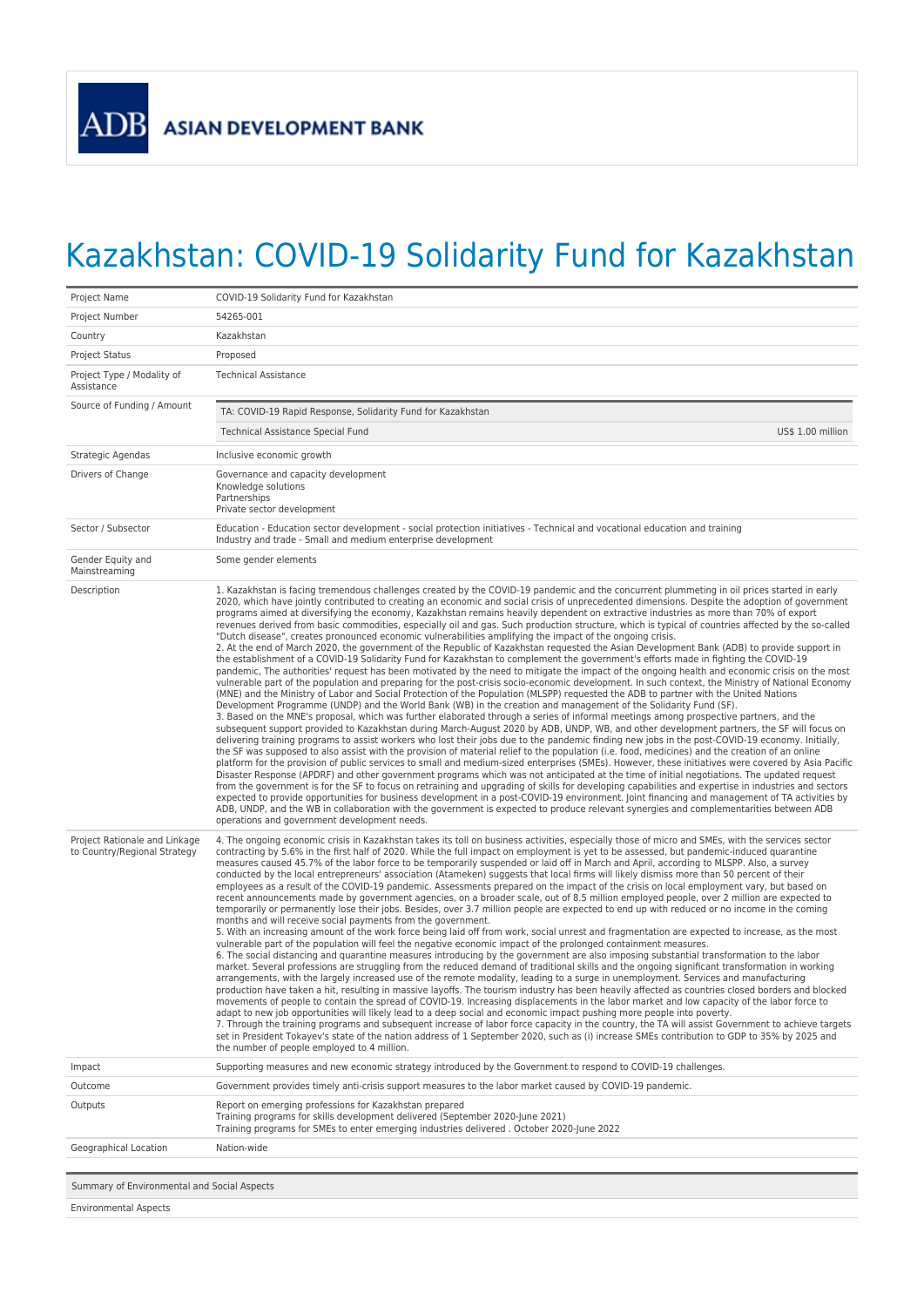ADB ASIAN DEVELOPMENT BANK

# Kazakhstan: COVID-19 Solidarity Fund for Kazakhstan

| | |
|---|---|
| Project Name | COVID-19 Solidarity Fund for Kazakhstan |
| Project Number | 54265-001 |
| Country | Kazakhstan |
| Project Status | Proposed |
| Project Type / Modality of Assistance | Technical Assistance |
| Source of Funding / Amount | TA: COVID-19 Rapid Response, Solidarity Fund for Kazakhstan<br>Technical Assistance Special Fund — US$ 1.00 million |
| Strategic Agendas | Inclusive economic growth |
| Drivers of Change | Governance and capacity development<br>Knowledge solutions<br>Partnerships<br>Private sector development |
| Sector / Subsector | Education - Education sector development - social protection initiatives - Technical and vocational education and training<br>Industry and trade - Small and medium enterprise development |
| Gender Equity and Mainstreaming | Some gender elements |
| Description | 1. Kazakhstan is facing tremendous challenges created by the COVID-19 pandemic and the concurrent plummeting in oil prices started in early 2020, which have jointly contributed to creating an economic and social crisis of unprecedented dimensions. Despite the adoption of government programs aimed at diversifying the economy, Kazakhstan remains heavily dependent on extractive industries as more than 70% of export revenues derived from basic commodities, especially oil and gas. Such production structure, which is typical of countries affected by the so-called "Dutch disease", creates pronounced economic vulnerabilities amplifying the impact of the ongoing crisis.<br>2. At the end of March 2020, the government of the Republic of Kazakhstan requested the Asian Development Bank (ADB) to provide support in the establishment of a COVID-19 Solidarity Fund for Kazakhstan to complement the government's efforts made in fighting the COVID-19 pandemic, The authorities' request has been motivated by the need to mitigate the impact of the ongoing health and economic crisis on the most vulnerable part of the population and preparing for the post-crisis socio-economic development. In such context, the Ministry of National Economy (MNE) and the Ministry of Labor and Social Protection of the Population (MLSPP) requested the ADB to partner with the United Nations Development Programme (UNDP) and the World Bank (WB) in the creation and management of the Solidarity Fund (SF).<br>3. Based on the MNE's proposal, which was further elaborated through a series of informal meetings among prospective partners, and the subsequent support provided to Kazakhstan during March-August 2020 by ADB, UNDP, WB, and other development partners, the SF will focus on delivering training programs to assist workers who lost their jobs due to the pandemic finding new jobs in the post-COVID-19 economy. Initially, the SF was supposed to also assist with the provision of material relief to the population (i.e. food, medicines) and the creation of an online platform for the provision of public services to small and medium-sized enterprises (SMEs). However, these initiatives were covered by Asia Pacific Disaster Response (APDRF) and other government programs which was not anticipated at the time of initial negotiations. The updated request from the government is for the SF to focus on retraining and upgrading of skills for developing capabilities and expertise in industries and sectors expected to provide opportunities for business development in a post-COVID-19 environment. Joint financing and management of TA activities by ADB, UNDP, and the WB in collaboration with the government is expected to produce relevant synergies and complementarities between ADB operations and government development needs. |
| Project Rationale and Linkage to Country/Regional Strategy | 4. The ongoing economic crisis in Kazakhstan takes its toll on business activities, especially those of micro and SMEs, with the services sector contracting by 5.6% in the first half of 2020. While the full impact on employment is yet to be assessed, but pandemic-induced quarantine measures caused 45.7% of the labor force to be temporarily suspended or laid off in March and April, according to MLSPP. Also, a survey conducted by the local entrepreneurs' association (Atameken) suggests that local firms will likely dismiss more than 50 percent of their employees as a result of the COVID-19 pandemic. Assessments prepared on the impact of the crisis on local employment vary, but based on recent announcements made by government agencies, on a broader scale, out of 8.5 million employed people, over 2 million are expected to temporarily or permanently lose their jobs. Besides, over 3.7 million people are expected to end up with reduced or no income in the coming months and will receive social payments from the government.<br>5. With an increasing amount of the work force being laid off from work, social unrest and fragmentation are expected to increase, as the most vulnerable part of the population will feel the negative economic impact of the prolonged containment measures.<br>6. The social distancing and quarantine measures introducing by the government are also imposing substantial transformation to the labor market. Several professions are struggling from the reduced demand of traditional skills and the ongoing significant transformation in working arrangements, with the largely increased use of the remote modality, leading to a surge in unemployment. Services and manufacturing production have taken a hit, resulting in massive layoffs. The tourism industry has been heavily affected as countries closed borders and blocked movements of people to contain the spread of COVID-19. Increasing displacements in the labor market and low capacity of the labor force to adapt to new job opportunities will likely lead to a deep social and economic impact pushing more people into poverty.<br>7. Through the training programs and subsequent increase of labor force capacity in the country, the TA will assist Government to achieve targets set in President Tokayev's state of the nation address of 1 September 2020, such as (i) increase SMEs contribution to GDP to 35% by 2025 and the number of people employed to 4 million. |
| Impact | Supporting measures and new economic strategy introduced by the Government to respond to COVID-19 challenges. |
| Outcome | Government provides timely anti-crisis support measures to the labor market caused by COVID-19 pandemic. |
| Outputs | Report on emerging professions for Kazakhstan prepared<br>Training programs for skills development delivered (September 2020-June 2021)<br>Training programs for SMEs to enter emerging industries delivered . October 2020-June 2022 |
| Geographical Location | Nation-wide |

Summary of Environmental and Social Aspects

Environmental Aspects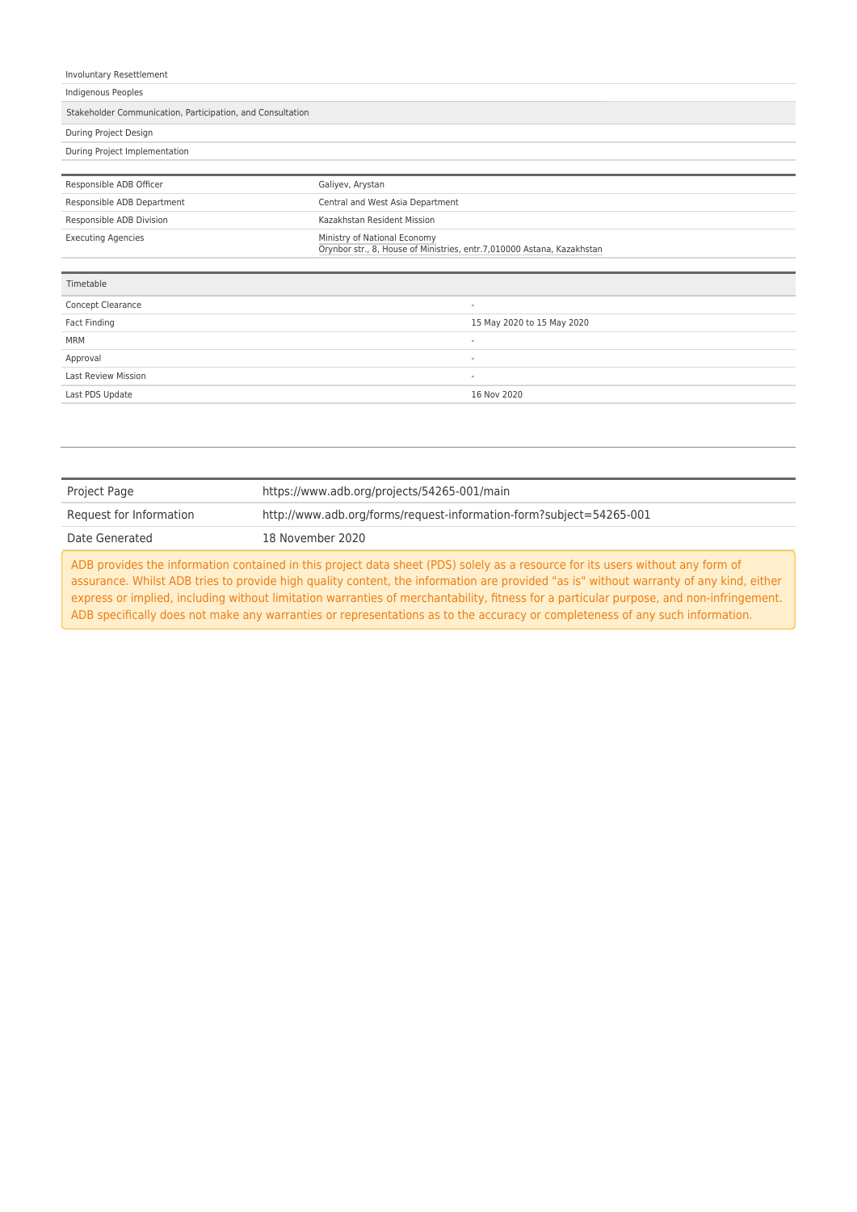| | |
|---|---|
| Involuntary Resettlement | |
| Indigenous Peoples | |
| **Stakeholder Communication, Participation, and Consultation** | |
| During Project Design | |
| During Project Implementation | |

| | |
|---|---|
| Responsible ADB Officer | Galiyev, Arystan |
| Responsible ADB Department | Central and West Asia Department |
| Responsible ADB Division | Kazakhstan Resident Mission |
| Executing Agencies | Ministry of National Economy<br>Orynbor str., 8, House of Ministries, entr.7,010000 Astana, Kazakhstan |

| Timetable | |
|---|---|
| Concept Clearance | - |
| Fact Finding | 15 May 2020 to 15 May 2020 |
| MRM | - |
| Approval | - |
| Last Review Mission | - |
| Last PDS Update | 16 Nov 2020 |

| | |
|---|---|
| Project Page | https://www.adb.org/projects/54265-001/main |
| Request for Information | http://www.adb.org/forms/request-information-form?subject=54265-001 |
| Date Generated | 18 November 2020 |

ADB provides the information contained in this project data sheet (PDS) solely as a resource for its users without any form of assurance. Whilst ADB tries to provide high quality content, the information are provided "as is" without warranty of any kind, either express or implied, including without limitation warranties of merchantability, fitness for a particular purpose, and non-infringement. ADB specifically does not make any warranties or representations as to the accuracy or completeness of any such information.